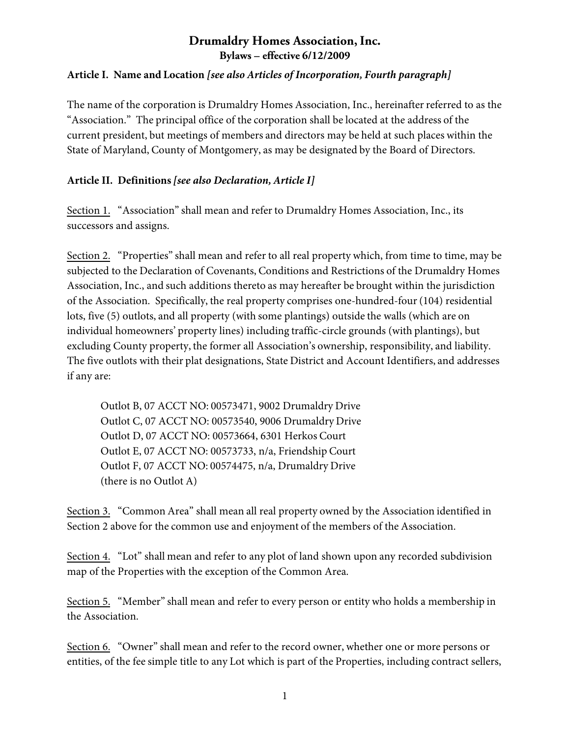# Drumaldry Homes Association, Inc.

**Bylaws – effective 6/12/2009**

## Article I. Name and Location *[see also Articles of Incorporation, Fourth paragraph]*

The name of the corporation is Drumaldry Homes Association, Inc., hereinafter referred to as the "Association." The principal office of the corporation shall be located at the address of the current president, but meetings of members and directors may be held at such places within the State of Maryland, County of Montgomery, as may be designated by the Board of Directors.

## Article II. Definitions *[see also Declaration, Article I]*

Section 1. "Association" shall mean and refer to Drumaldry Homes Association, Inc., its successors and assigns.

Section 2. "Properties" shall mean and refer to all real property which, from time to time, may be subjected to the Declaration of Covenants, Conditions and Restrictions of the Drumaldry Homes Association, Inc., and such additions thereto as may hereafter be brought within the jurisdiction of the Association. Specifically, the real property comprises one-hundred-four (104) residential lots, five (5) outlots, and all property (with some plantings) outside the walls (which are on individual homeowners' property lines) including traffic-circle grounds (with plantings), but excluding County property, the former all Association's ownership, responsibility, and liability. The five outlots with their plat designations, State District and Account Identifiers, and addresses if any are:

> Outlot B, 07 ACCT NO: 00573471, 9002 Drumaldry Drive
> Outlot C, 07 ACCT NO: 00573540, 9006 Drumaldry Drive
> Outlot D, 07 ACCT NO: 00573664, 6301 Herkos Court
> Outlot E, 07 ACCT NO: 00573733, n/a, Friendship Court
> Outlot F, 07 ACCT NO: 00574475, n/a, Drumaldry Drive
> (there is no Outlot A)

Section 3. "Common Area" shall mean all real property owned by the Association identified in Section 2 above for the common use and enjoyment of the members of the Association.

Section 4. "Lot" shall mean and refer to any plot of land shown upon any recorded subdivision map of the Properties with the exception of the Common Area.

Section 5. "Member" shall mean and refer to every person or entity who holds a membership in the Association.

Section 6. "Owner" shall mean and refer to the record owner, whether one or more persons or entities, of the fee simple title to any Lot which is part of the Properties, including contract sellers,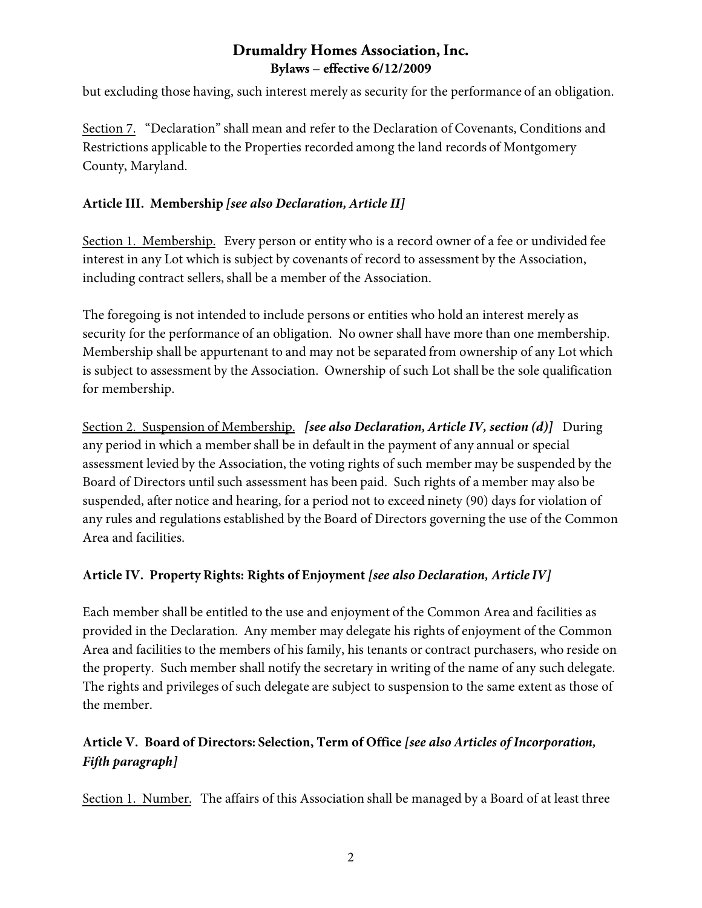but excluding those having, such interest merely as security for the performance of an obligation.

Section 7. "Declaration" shall mean and refer to the Declaration of Covenants, Conditions and Restrictions applicable to the Properties recorded among the land records of Montgomery County, Maryland.

### Article III. Membership *[see also Declaration, Article II]*

Section 1. Membership. Every person or entity who is a record owner of a fee or undivided fee interest in any Lot which is subject by covenants of record to assessment by the Association, including contract sellers, shall be a member of the Association.

The foregoing is not intended to include persons or entities who hold an interest merely as security for the performance of an obligation. No owner shall have more than one membership. Membership shall be appurtenant to and may not be separated from ownership of any Lot which is subject to assessment by the Association. Ownership of such Lot shall be the sole qualification for membership.

Section 2. Suspension of Membership. ***[see also Declaration, Article IV, section (d)]*** During any period in which a member shall be in default in the payment of any annual or special assessment levied by the Association, the voting rights of such member may be suspended by the Board of Directors until such assessment has been paid. Such rights of a member may also be suspended, after notice and hearing, for a period not to exceed ninety (90) days for violation of any rules and regulations established by the Board of Directors governing the use of the Common Area and facilities.

### Article IV. Property Rights: Rights of Enjoyment *[see also Declaration, Article IV]*

Each member shall be entitled to the use and enjoyment of the Common Area and facilities as provided in the Declaration. Any member may delegate his rights of enjoyment of the Common Area and facilities to the members of his family, his tenants or contract purchasers, who reside on the property. Such member shall notify the secretary in writing of the name of any such delegate. The rights and privileges of such delegate are subject to suspension to the same extent as those of the member.

### Article V. Board of Directors: Selection, Term of Office *[see also Articles of Incorporation, Fifth paragraph]*

Section 1. Number. The affairs of this Association shall be managed by a Board of at least three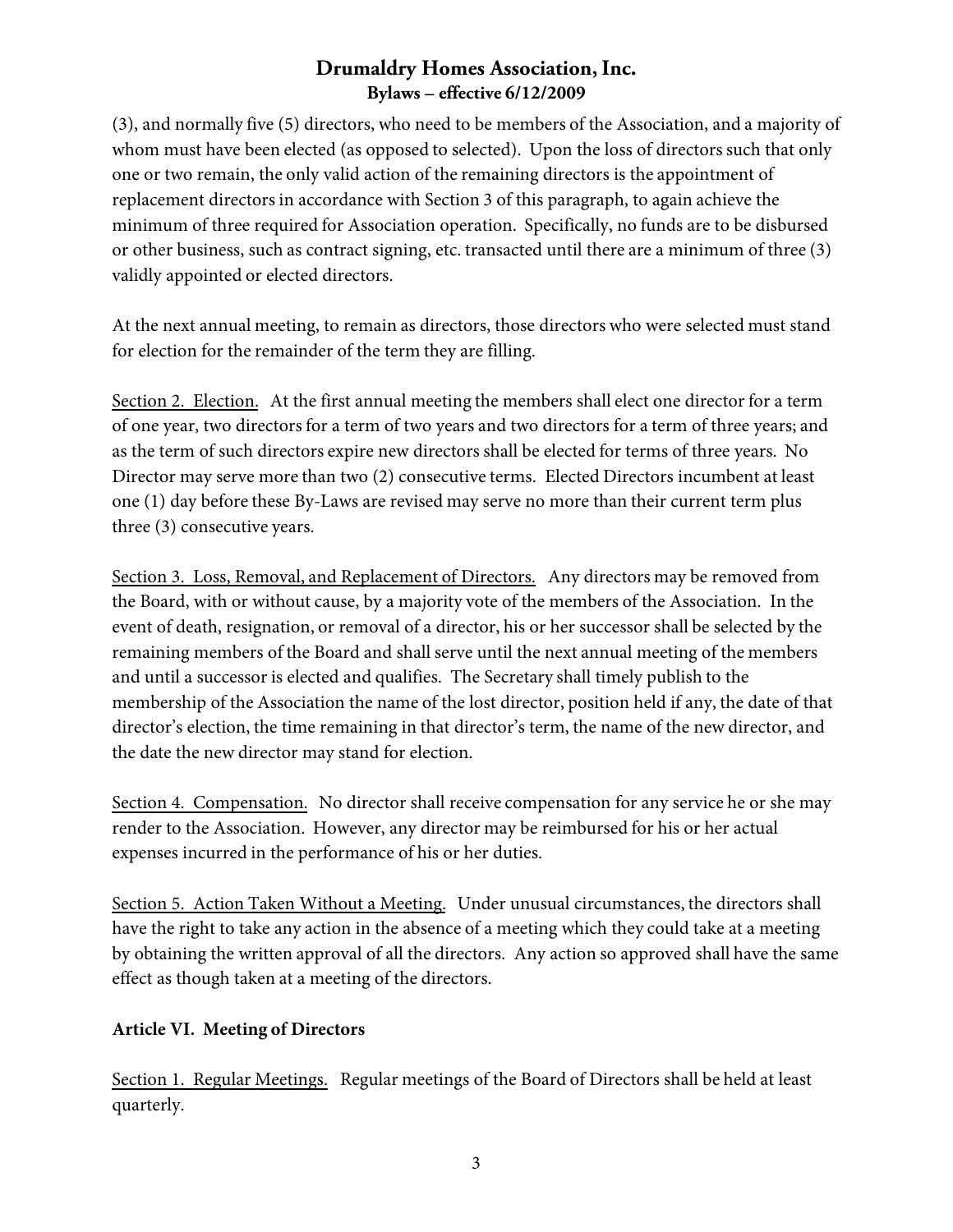(3), and normally five (5) directors, who need to be members of the Association, and a majority of whom must have been elected (as opposed to selected). Upon the loss of directors such that only one or two remain, the only valid action of the remaining directors is the appointment of replacement directors in accordance with Section 3 of this paragraph, to again achieve the minimum of three required for Association operation. Specifically, no funds are to be disbursed or other business, such as contract signing, etc. transacted until there are a minimum of three (3) validly appointed or elected directors.

At the next annual meeting, to remain as directors, those directors who were selected must stand for election for the remainder of the term they are filling.

Section 2. Election. At the first annual meeting the members shall elect one director for a term of one year, two directors for a term of two years and two directors for a term of three years; and as the term of such directors expire new directors shall be elected for terms of three years. No Director may serve more than two (2) consecutive terms. Elected Directors incumbent at least one (1) day before these By-Laws are revised may serve no more than their current term plus three (3) consecutive years.

Section 3. Loss, Removal, and Replacement of Directors. Any directors may be removed from the Board, with or without cause, by a majority vote of the members of the Association. In the event of death, resignation, or removal of a director, his or her successor shall be selected by the remaining members of the Board and shall serve until the next annual meeting of the members and until a successor is elected and qualifies. The Secretary shall timely publish to the membership of the Association the name of the lost director, position held if any, the date of that director's election, the time remaining in that director's term, the name of the new director, and the date the new director may stand for election.

Section 4. Compensation. No director shall receive compensation for any service he or she may render to the Association. However, any director may be reimbursed for his or her actual expenses incurred in the performance of his or her duties.

Section 5. Action Taken Without a Meeting. Under unusual circumstances, the directors shall have the right to take any action in the absence of a meeting which they could take at a meeting by obtaining the written approval of all the directors. Any action so approved shall have the same effect as though taken at a meeting of the directors.

## Article VI. Meeting of Directors

Section 1. Regular Meetings. Regular meetings of the Board of Directors shall be held at least quarterly.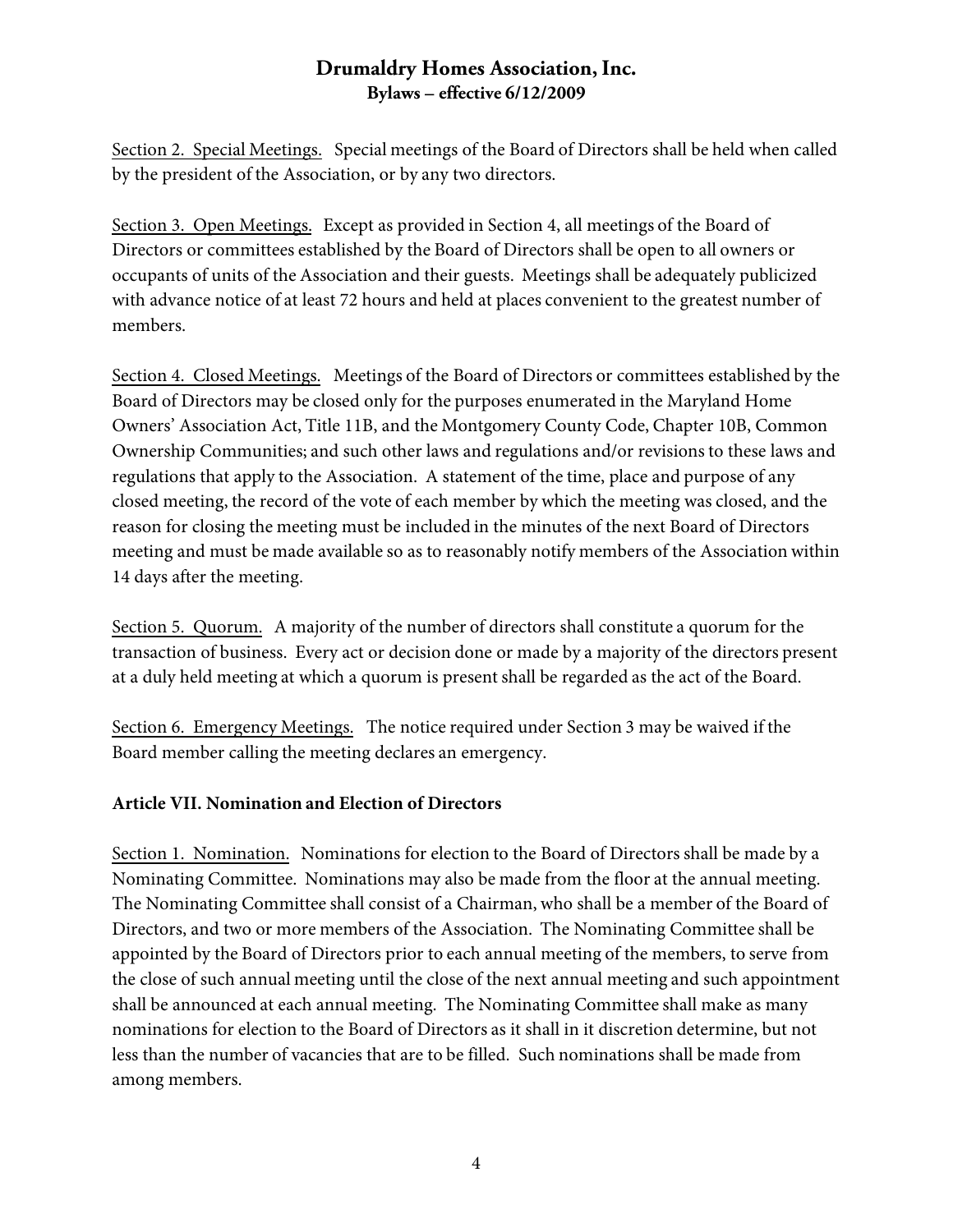Section 2. Special Meetings. Special meetings of the Board of Directors shall be held when called by the president of the Association, or by any two directors.

Section 3. Open Meetings. Except as provided in Section 4, all meetings of the Board of Directors or committees established by the Board of Directors shall be open to all owners or occupants of units of the Association and their guests. Meetings shall be adequately publicized with advance notice of at least 72 hours and held at places convenient to the greatest number of members.

Section 4. Closed Meetings. Meetings of the Board of Directors or committees established by the Board of Directors may be closed only for the purposes enumerated in the Maryland Home Owners' Association Act, Title 11B, and the Montgomery County Code, Chapter 10B, Common Ownership Communities; and such other laws and regulations and/or revisions to these laws and regulations that apply to the Association. A statement of the time, place and purpose of any closed meeting, the record of the vote of each member by which the meeting was closed, and the reason for closing the meeting must be included in the minutes of the next Board of Directors meeting and must be made available so as to reasonably notify members of the Association within 14 days after the meeting.

Section 5. Quorum. A majority of the number of directors shall constitute a quorum for the transaction of business. Every act or decision done or made by a majority of the directors present at a duly held meeting at which a quorum is present shall be regarded as the act of the Board.

Section 6. Emergency Meetings. The notice required under Section 3 may be waived if the Board member calling the meeting declares an emergency.

**Article VII. Nomination and Election of Directors**

Section 1. Nomination. Nominations for election to the Board of Directors shall be made by a Nominating Committee. Nominations may also be made from the floor at the annual meeting. The Nominating Committee shall consist of a Chairman, who shall be a member of the Board of Directors, and two or more members of the Association. The Nominating Committee shall be appointed by the Board of Directors prior to each annual meeting of the members, to serve from the close of such annual meeting until the close of the next annual meeting and such appointment shall be announced at each annual meeting. The Nominating Committee shall make as many nominations for election to the Board of Directors as it shall in it discretion determine, but not less than the number of vacancies that are to be filled. Such nominations shall be made from among members.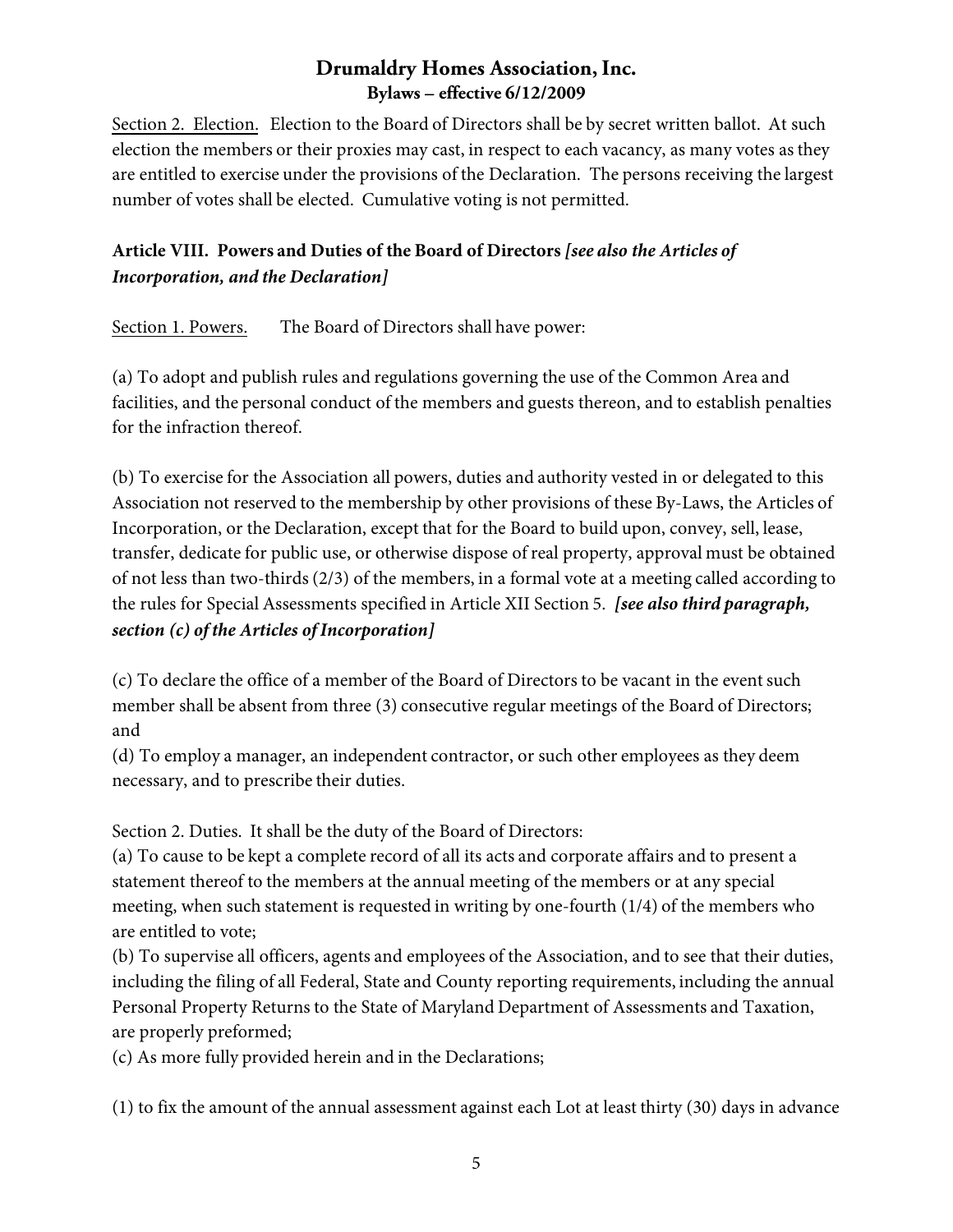Section 2. Election. Election to the Board of Directors shall be by secret written ballot. At such election the members or their proxies may cast, in respect to each vacancy, as many votes as they are entitled to exercise under the provisions of the Declaration. The persons receiving the largest number of votes shall be elected. Cumulative voting is not permitted.

## Article VIII. Powers and Duties of the Board of Directors *[see also the Articles of Incorporation, and the Declaration]*

Section 1. Powers. The Board of Directors shall have power:

(a) To adopt and publish rules and regulations governing the use of the Common Area and facilities, and the personal conduct of the members and guests thereon, and to establish penalties for the infraction thereof.

(b) To exercise for the Association all powers, duties and authority vested in or delegated to this Association not reserved to the membership by other provisions of these By-Laws, the Articles of Incorporation, or the Declaration, except that for the Board to build upon, convey, sell, lease, transfer, dedicate for public use, or otherwise dispose of real property, approval must be obtained of not less than two-thirds (2/3) of the members, in a formal vote at a meeting called according to the rules for Special Assessments specified in Article XII Section 5. ***[see also third paragraph, section (c) of the Articles of Incorporation]***

(c) To declare the office of a member of the Board of Directors to be vacant in the event such member shall be absent from three (3) consecutive regular meetings of the Board of Directors; and

(d) To employ a manager, an independent contractor, or such other employees as they deem necessary, and to prescribe their duties.

Section 2. Duties. It shall be the duty of the Board of Directors:

(a) To cause to be kept a complete record of all its acts and corporate affairs and to present a statement thereof to the members at the annual meeting of the members or at any special meeting, when such statement is requested in writing by one-fourth (1/4) of the members who are entitled to vote;

(b) To supervise all officers, agents and employees of the Association, and to see that their duties, including the filing of all Federal, State and County reporting requirements, including the annual Personal Property Returns to the State of Maryland Department of Assessments and Taxation, are properly preformed;

(c) As more fully provided herein and in the Declarations;

(1) to fix the amount of the annual assessment against each Lot at least thirty (30) days in advance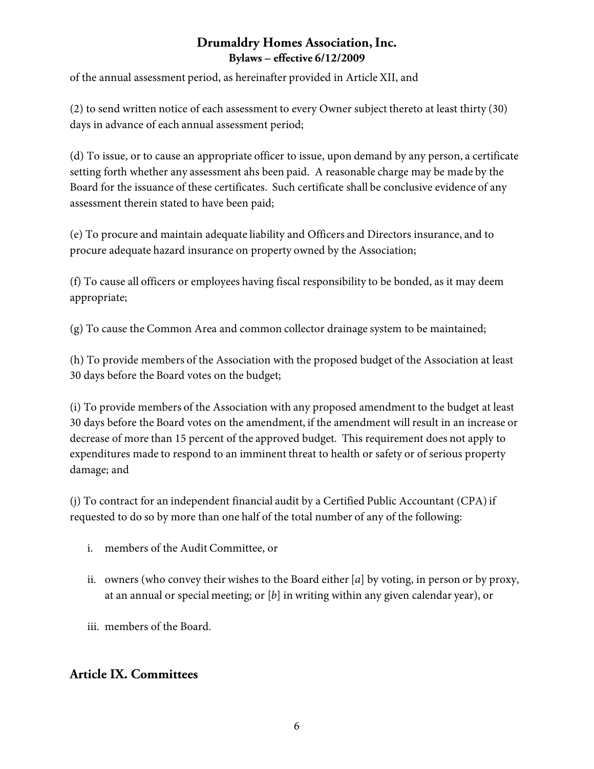of the annual assessment period, as hereinafter provided in Article XII, and

(2) to send written notice of each assessment to every Owner subject thereto at least thirty (30) days in advance of each annual assessment period;

(d) To issue, or to cause an appropriate officer to issue, upon demand by any person, a certificate setting forth whether any assessment ahs been paid. A reasonable charge may be made by the Board for the issuance of these certificates. Such certificate shall be conclusive evidence of any assessment therein stated to have been paid;

(e) To procure and maintain adequate liability and Officers and Directors insurance, and to procure adequate hazard insurance on property owned by the Association;

(f) To cause all officers or employees having fiscal responsibility to be bonded, as it may deem appropriate;

(g) To cause the Common Area and common collector drainage system to be maintained;

(h) To provide members of the Association with the proposed budget of the Association at least 30 days before the Board votes on the budget;

(i) To provide members of the Association with any proposed amendment to the budget at least 30 days before the Board votes on the amendment, if the amendment will result in an increase or decrease of more than 15 percent of the approved budget. This requirement does not apply to expenditures made to respond to an imminent threat to health or safety or of serious property damage; and

(j) To contract for an independent financial audit by a Certified Public Accountant (CPA) if requested to do so by more than one half of the total number of any of the following:

i. members of the Audit Committee, or

ii. owners (who convey their wishes to the Board either [*a*] by voting, in person or by proxy, at an annual or special meeting; or [*b*] in writing within any given calendar year), or

iii. members of the Board.

## Article IX. Committees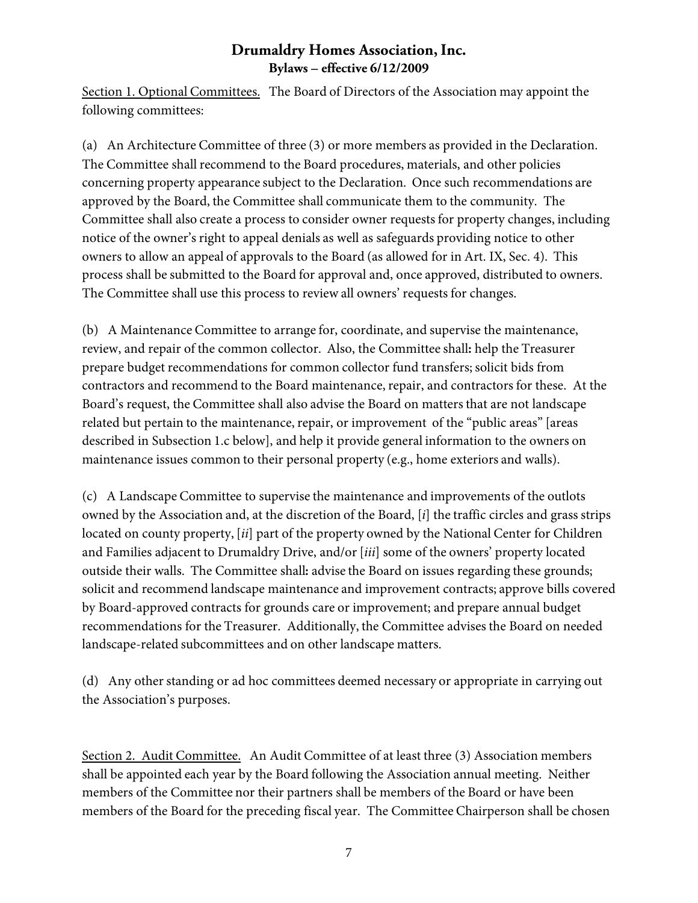Section 1. Optional Committees. The Board of Directors of the Association may appoint the following committees:

(a) An Architecture Committee of three (3) or more members as provided in the Declaration. The Committee shall recommend to the Board procedures, materials, and other policies concerning property appearance subject to the Declaration. Once such recommendations are approved by the Board, the Committee shall communicate them to the community. The Committee shall also create a process to consider owner requests for property changes, including notice of the owner's right to appeal denials as well as safeguards providing notice to other owners to allow an appeal of approvals to the Board (as allowed for in Art. IX, Sec. 4). This process shall be submitted to the Board for approval and, once approved, distributed to owners. The Committee shall use this process to review all owners' requests for changes.

(b) A Maintenance Committee to arrange for, coordinate, and supervise the maintenance, review, and repair of the common collector. Also, the Committee shall**:** help the Treasurer prepare budget recommendations for common collector fund transfers; solicit bids from contractors and recommend to the Board maintenance, repair, and contractors for these. At the Board's request, the Committee shall also advise the Board on matters that are not landscape related but pertain to the maintenance, repair, or improvement of the "public areas" [areas described in Subsection 1.c below], and help it provide general information to the owners on maintenance issues common to their personal property (e.g., home exteriors and walls).

(c) A Landscape Committee to supervise the maintenance and improvements of the outlots owned by the Association and, at the discretion of the Board, [*i*] the traffic circles and grass strips located on county property, [*ii*] part of the property owned by the National Center for Children and Families adjacent to Drumaldry Drive, and/or [*iii*] some of the owners' property located outside their walls. The Committee shall**:** advise the Board on issues regarding these grounds; solicit and recommend landscape maintenance and improvement contracts; approve bills covered by Board-approved contracts for grounds care or improvement; and prepare annual budget recommendations for the Treasurer. Additionally, the Committee advises the Board on needed landscape-related subcommittees and on other landscape matters.

(d) Any other standing or ad hoc committees deemed necessary or appropriate in carrying out the Association's purposes.

Section 2. Audit Committee. An Audit Committee of at least three (3) Association members shall be appointed each year by the Board following the Association annual meeting. Neither members of the Committee nor their partners shall be members of the Board or have been members of the Board for the preceding fiscal year. The Committee Chairperson shall be chosen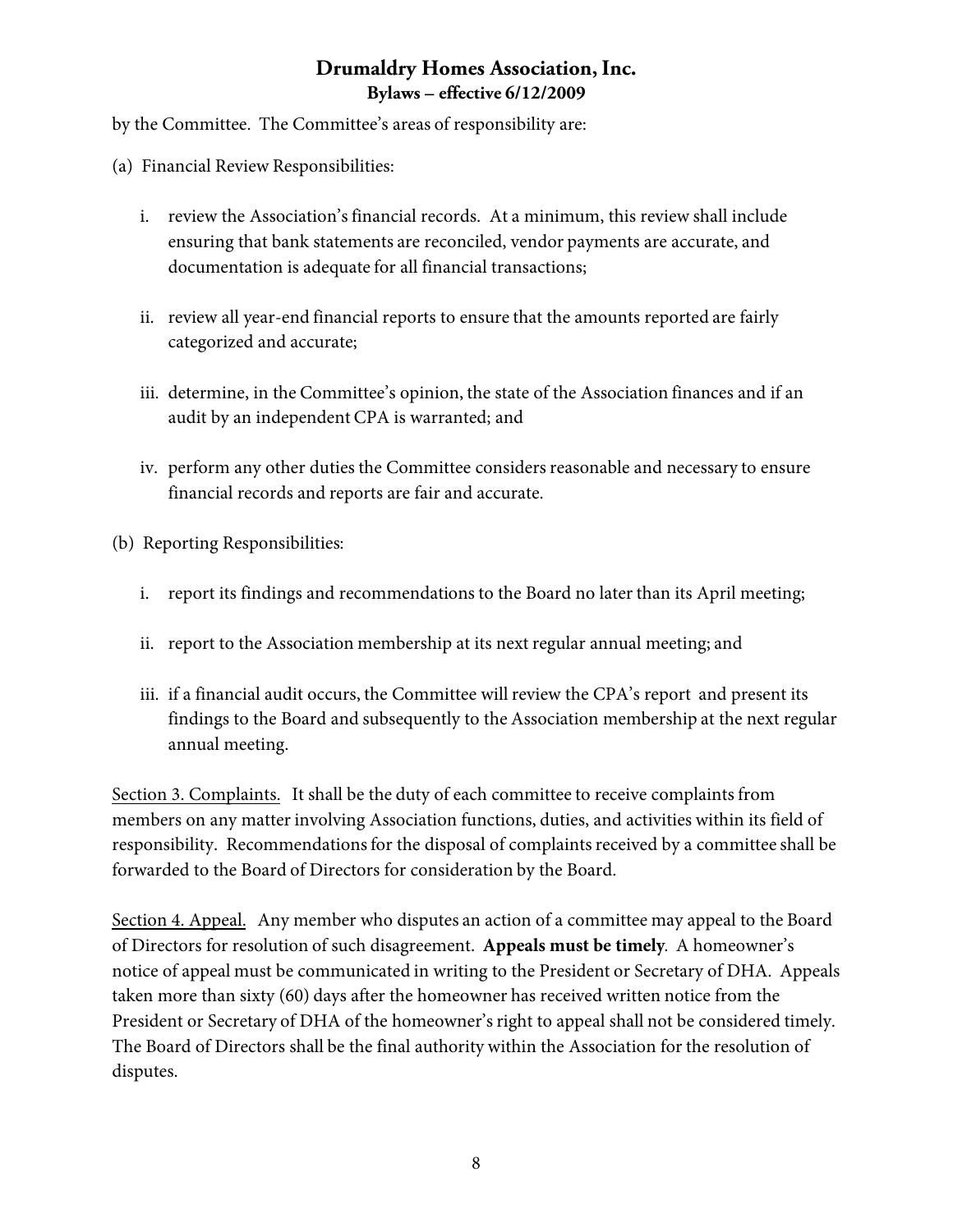by the Committee. The Committee's areas of responsibility are:

(a) Financial Review Responsibilities:

i. review the Association's financial records. At a minimum, this review shall include ensuring that bank statements are reconciled, vendor payments are accurate, and documentation is adequate for all financial transactions;

ii. review all year-end financial reports to ensure that the amounts reported are fairly categorized and accurate;

iii. determine, in the Committee's opinion, the state of the Association finances and if an audit by an independent CPA is warranted; and

iv. perform any other duties the Committee considers reasonable and necessary to ensure financial records and reports are fair and accurate.

(b) Reporting Responsibilities:

i. report its findings and recommendations to the Board no later than its April meeting;

ii. report to the Association membership at its next regular annual meeting; and

iii. if a financial audit occurs, the Committee will review the CPA's report and present its findings to the Board and subsequently to the Association membership at the next regular annual meeting.

<u>Section 3. Complaints.</u> It shall be the duty of each committee to receive complaints from members on any matter involving Association functions, duties, and activities within its field of responsibility. Recommendations for the disposal of complaints received by a committee shall be forwarded to the Board of Directors for consideration by the Board.

<u>Section 4. Appeal.</u> Any member who disputes an action of a committee may appeal to the Board of Directors for resolution of such disagreement. **Appeals must be timely**. A homeowner's notice of appeal must be communicated in writing to the President or Secretary of DHA. Appeals taken more than sixty (60) days after the homeowner has received written notice from the President or Secretary of DHA of the homeowner's right to appeal shall not be considered timely. The Board of Directors shall be the final authority within the Association for the resolution of disputes.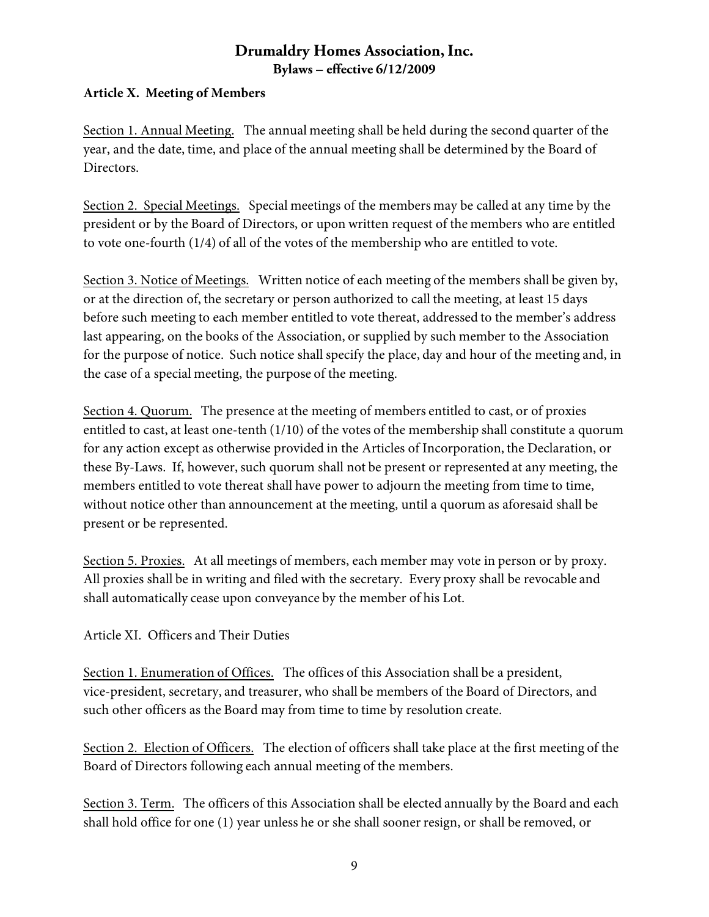**Article X. Meeting of Members**

Section 1. Annual Meeting. The annual meeting shall be held during the second quarter of the year, and the date, time, and place of the annual meeting shall be determined by the Board of Directors.

Section 2. Special Meetings. Special meetings of the members may be called at any time by the president or by the Board of Directors, or upon written request of the members who are entitled to vote one-fourth (1/4) of all of the votes of the membership who are entitled to vote.

Section 3. Notice of Meetings. Written notice of each meeting of the members shall be given by, or at the direction of, the secretary or person authorized to call the meeting, at least 15 days before such meeting to each member entitled to vote thereat, addressed to the member's address last appearing, on the books of the Association, or supplied by such member to the Association for the purpose of notice. Such notice shall specify the place, day and hour of the meeting and, in the case of a special meeting, the purpose of the meeting.

Section 4. Quorum. The presence at the meeting of members entitled to cast, or of proxies entitled to cast, at least one-tenth (1/10) of the votes of the membership shall constitute a quorum for any action except as otherwise provided in the Articles of Incorporation, the Declaration, or these By-Laws. If, however, such quorum shall not be present or represented at any meeting, the members entitled to vote thereat shall have power to adjourn the meeting from time to time, without notice other than announcement at the meeting, until a quorum as aforesaid shall be present or be represented.

Section 5. Proxies. At all meetings of members, each member may vote in person or by proxy. All proxies shall be in writing and filed with the secretary. Every proxy shall be revocable and shall automatically cease upon conveyance by the member of his Lot.

Article XI. Officers and Their Duties

Section 1. Enumeration of Offices. The offices of this Association shall be a president, vice-president, secretary, and treasurer, who shall be members of the Board of Directors, and such other officers as the Board may from time to time by resolution create.

Section 2. Election of Officers. The election of officers shall take place at the first meeting of the Board of Directors following each annual meeting of the members.

Section 3. Term. The officers of this Association shall be elected annually by the Board and each shall hold office for one (1) year unless he or she shall sooner resign, or shall be removed, or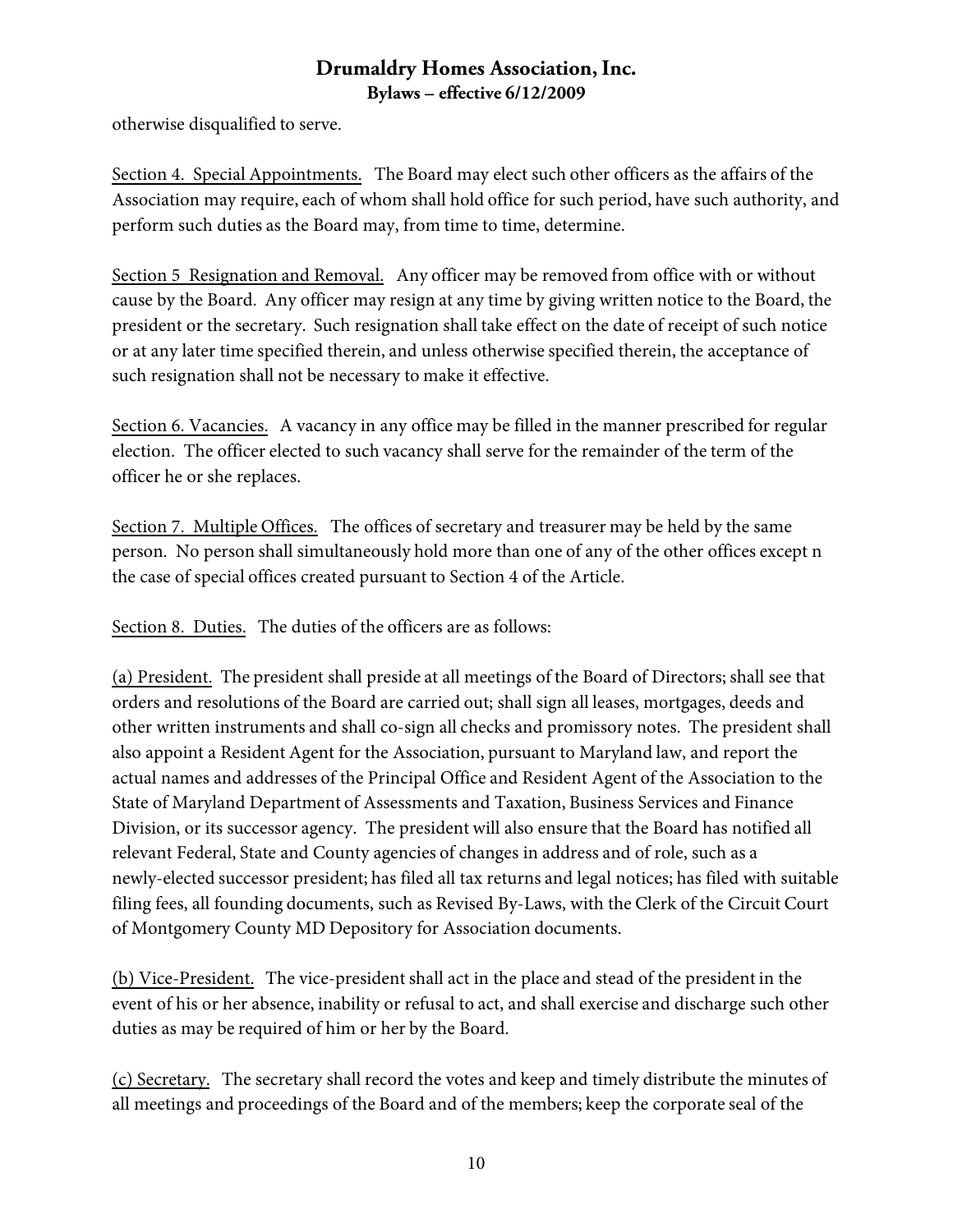otherwise disqualified to serve.

Section 4. Special Appointments. The Board may elect such other officers as the affairs of the Association may require, each of whom shall hold office for such period, have such authority, and perform such duties as the Board may, from time to time, determine.

Section 5 Resignation and Removal. Any officer may be removed from office with or without cause by the Board. Any officer may resign at any time by giving written notice to the Board, the president or the secretary. Such resignation shall take effect on the date of receipt of such notice or at any later time specified therein, and unless otherwise specified therein, the acceptance of such resignation shall not be necessary to make it effective.

Section 6. Vacancies. A vacancy in any office may be filled in the manner prescribed for regular election. The officer elected to such vacancy shall serve for the remainder of the term of the officer he or she replaces.

Section 7. Multiple Offices. The offices of secretary and treasurer may be held by the same person. No person shall simultaneously hold more than one of any of the other offices except n the case of special offices created pursuant to Section 4 of the Article.

Section 8. Duties. The duties of the officers are as follows:

(a) President. The president shall preside at all meetings of the Board of Directors; shall see that orders and resolutions of the Board are carried out; shall sign all leases, mortgages, deeds and other written instruments and shall co-sign all checks and promissory notes. The president shall also appoint a Resident Agent for the Association, pursuant to Maryland law, and report the actual names and addresses of the Principal Office and Resident Agent of the Association to the State of Maryland Department of Assessments and Taxation, Business Services and Finance Division, or its successor agency. The president will also ensure that the Board has notified all relevant Federal, State and County agencies of changes in address and of role, such as a newly-elected successor president; has filed all tax returns and legal notices; has filed with suitable filing fees, all founding documents, such as Revised By-Laws, with the Clerk of the Circuit Court of Montgomery County MD Depository for Association documents.

(b) Vice-President. The vice-president shall act in the place and stead of the president in the event of his or her absence, inability or refusal to act, and shall exercise and discharge such other duties as may be required of him or her by the Board.

(c) Secretary. The secretary shall record the votes and keep and timely distribute the minutes of all meetings and proceedings of the Board and of the members; keep the corporate seal of the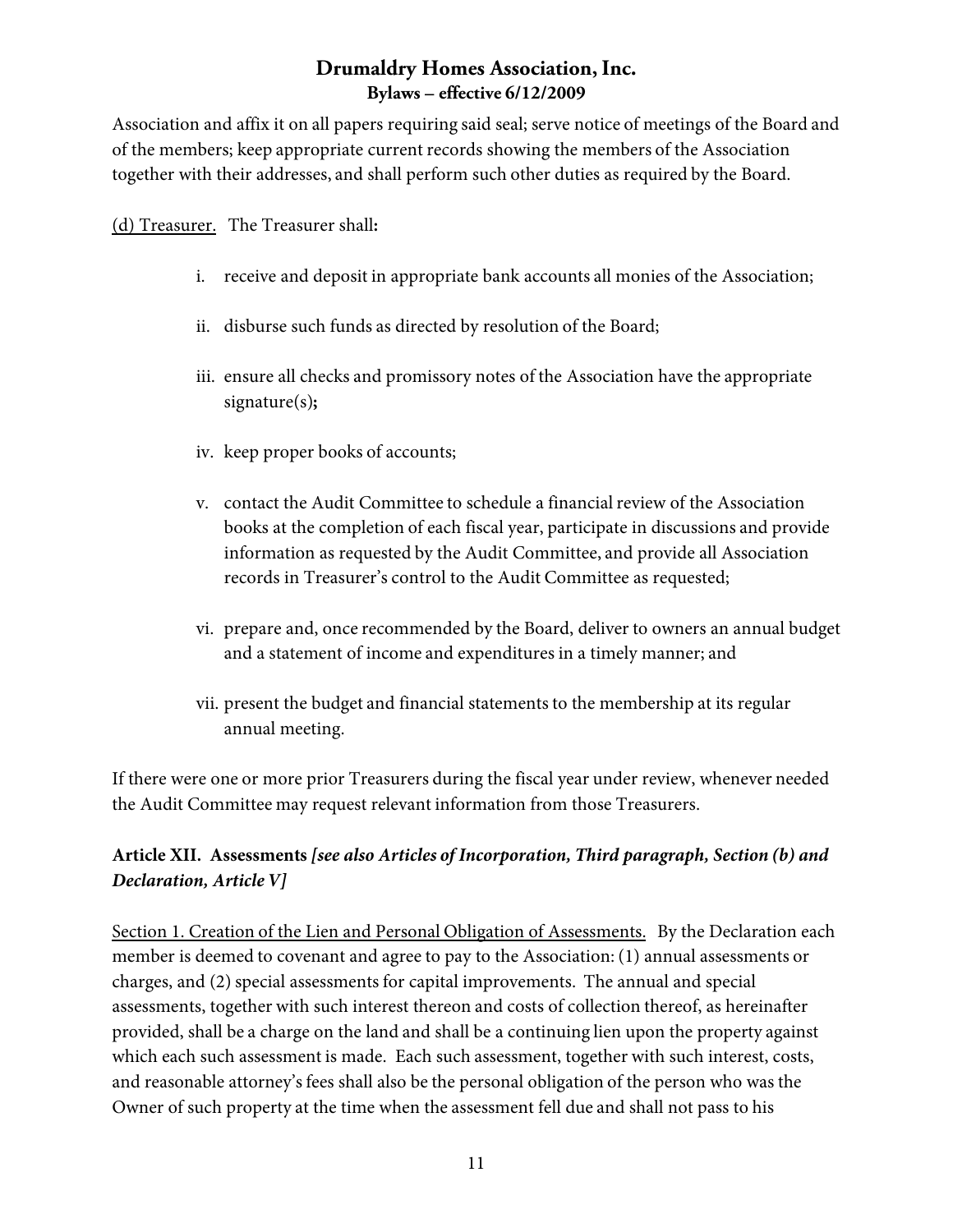Association and affix it on all papers requiring said seal; serve notice of meetings of the Board and of the members; keep appropriate current records showing the members of the Association together with their addresses, and shall perform such other duties as required by the Board.

<u>(d) Treasurer.</u> The Treasurer shall**:**

i. receive and deposit in appropriate bank accounts all monies of the Association;

ii. disburse such funds as directed by resolution of the Board;

iii. ensure all checks and promissory notes of the Association have the appropriate signature(s)**;**

iv. keep proper books of accounts;

v. contact the Audit Committee to schedule a financial review of the Association books at the completion of each fiscal year, participate in discussions and provide information as requested by the Audit Committee, and provide all Association records in Treasurer's control to the Audit Committee as requested;

vi. prepare and, once recommended by the Board, deliver to owners an annual budget and a statement of income and expenditures in a timely manner; and

vii. present the budget and financial statements to the membership at its regular annual meeting.

If there were one or more prior Treasurers during the fiscal year under review, whenever needed the Audit Committee may request relevant information from those Treasurers.

## Article XII. Assessments *[see also Articles of Incorporation, Third paragraph, Section (b) and Declaration, Article V]*

<u>Section 1. Creation of the Lien and Personal Obligation of Assessments.</u> By the Declaration each member is deemed to covenant and agree to pay to the Association: (1) annual assessments or charges, and (2) special assessments for capital improvements. The annual and special assessments, together with such interest thereon and costs of collection thereof, as hereinafter provided, shall be a charge on the land and shall be a continuing lien upon the property against which each such assessment is made. Each such assessment, together with such interest, costs, and reasonable attorney's fees shall also be the personal obligation of the person who was the Owner of such property at the time when the assessment fell due and shall not pass to his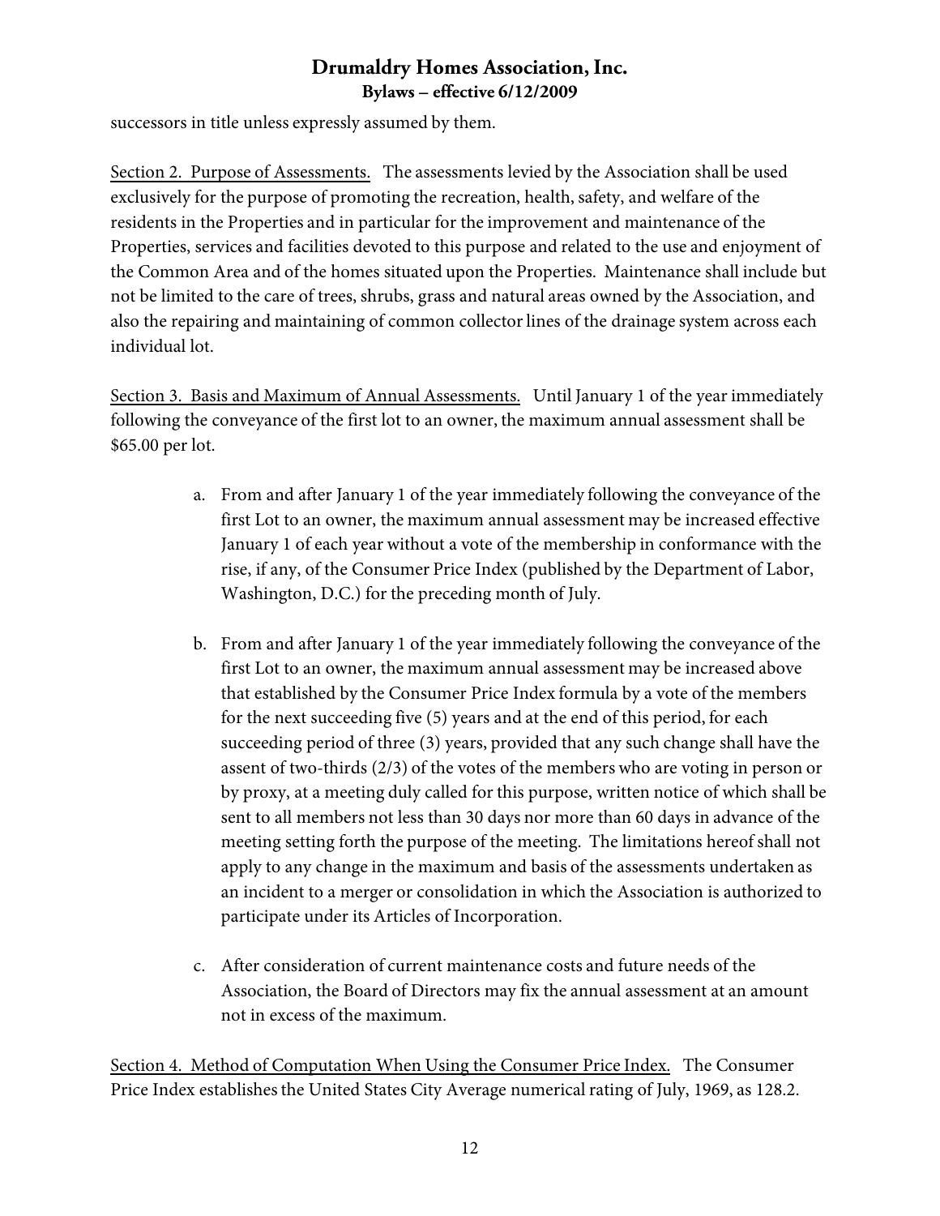successors in title unless expressly assumed by them.

Section 2. Purpose of Assessments. The assessments levied by the Association shall be used exclusively for the purpose of promoting the recreation, health, safety, and welfare of the residents in the Properties and in particular for the improvement and maintenance of the Properties, services and facilities devoted to this purpose and related to the use and enjoyment of the Common Area and of the homes situated upon the Properties. Maintenance shall include but not be limited to the care of trees, shrubs, grass and natural areas owned by the Association, and also the repairing and maintaining of common collector lines of the drainage system across each individual lot.

Section 3. Basis and Maximum of Annual Assessments. Until January 1 of the year immediately following the conveyance of the first lot to an owner, the maximum annual assessment shall be $65.00 per lot.

a. From and after January 1 of the year immediately following the conveyance of the first Lot to an owner, the maximum annual assessment may be increased effective January 1 of each year without a vote of the membership in conformance with the rise, if any, of the Consumer Price Index (published by the Department of Labor, Washington, D.C.) for the preceding month of July.

b. From and after January 1 of the year immediately following the conveyance of the first Lot to an owner, the maximum annual assessment may be increased above that established by the Consumer Price Index formula by a vote of the members for the next succeeding five (5) years and at the end of this period, for each succeeding period of three (3) years, provided that any such change shall have the assent of two-thirds (2/3) of the votes of the members who are voting in person or by proxy, at a meeting duly called for this purpose, written notice of which shall be sent to all members not less than 30 days nor more than 60 days in advance of the meeting setting forth the purpose of the meeting. The limitations hereof shall not apply to any change in the maximum and basis of the assessments undertaken as an incident to a merger or consolidation in which the Association is authorized to participate under its Articles of Incorporation.

c. After consideration of current maintenance costs and future needs of the Association, the Board of Directors may fix the annual assessment at an amount not in excess of the maximum.

Section 4. Method of Computation When Using the Consumer Price Index. The Consumer Price Index establishes the United States City Average numerical rating of July, 1969, as 128.2.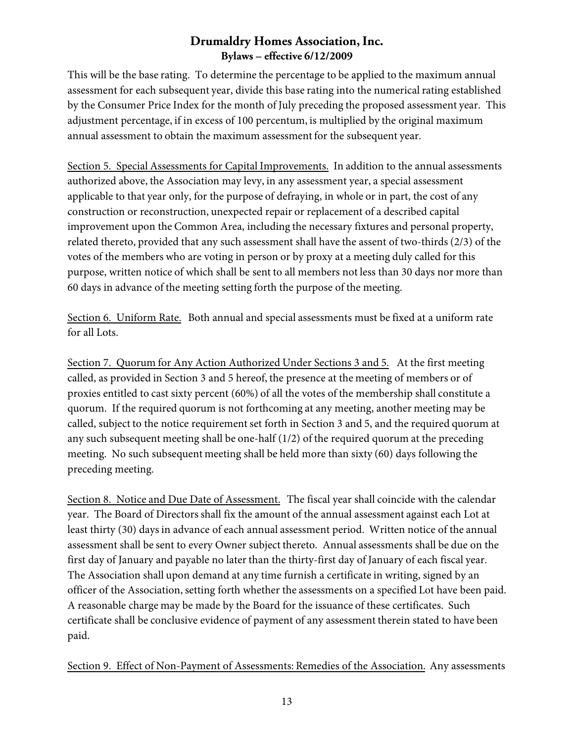This will be the base rating. To determine the percentage to be applied to the maximum annual assessment for each subsequent year, divide this base rating into the numerical rating established by the Consumer Price Index for the month of July preceding the proposed assessment year. This adjustment percentage, if in excess of 100 percentum, is multiplied by the original maximum annual assessment to obtain the maximum assessment for the subsequent year.

Section 5. Special Assessments for Capital Improvements. In addition to the annual assessments authorized above, the Association may levy, in any assessment year, a special assessment applicable to that year only, for the purpose of defraying, in whole or in part, the cost of any construction or reconstruction, unexpected repair or replacement of a described capital improvement upon the Common Area, including the necessary fixtures and personal property, related thereto, provided that any such assessment shall have the assent of two-thirds (2/3) of the votes of the members who are voting in person or by proxy at a meeting duly called for this purpose, written notice of which shall be sent to all members not less than 30 days nor more than 60 days in advance of the meeting setting forth the purpose of the meeting.

Section 6. Uniform Rate. Both annual and special assessments must be fixed at a uniform rate for all Lots.

Section 7. Quorum for Any Action Authorized Under Sections 3 and 5. At the first meeting called, as provided in Section 3 and 5 hereof, the presence at the meeting of members or of proxies entitled to cast sixty percent (60%) of all the votes of the membership shall constitute a quorum. If the required quorum is not forthcoming at any meeting, another meeting may be called, subject to the notice requirement set forth in Section 3 and 5, and the required quorum at any such subsequent meeting shall be one-half (1/2) of the required quorum at the preceding meeting. No such subsequent meeting shall be held more than sixty (60) days following the preceding meeting.

Section 8. Notice and Due Date of Assessment. The fiscal year shall coincide with the calendar year. The Board of Directors shall fix the amount of the annual assessment against each Lot at least thirty (30) days in advance of each annual assessment period. Written notice of the annual assessment shall be sent to every Owner subject thereto. Annual assessments shall be due on the first day of January and payable no later than the thirty-first day of January of each fiscal year. The Association shall upon demand at any time furnish a certificate in writing, signed by an officer of the Association, setting forth whether the assessments on a specified Lot have been paid. A reasonable charge may be made by the Board for the issuance of these certificates. Such certificate shall be conclusive evidence of payment of any assessment therein stated to have been paid.

Section 9. Effect of Non-Payment of Assessments: Remedies of the Association. Any assessments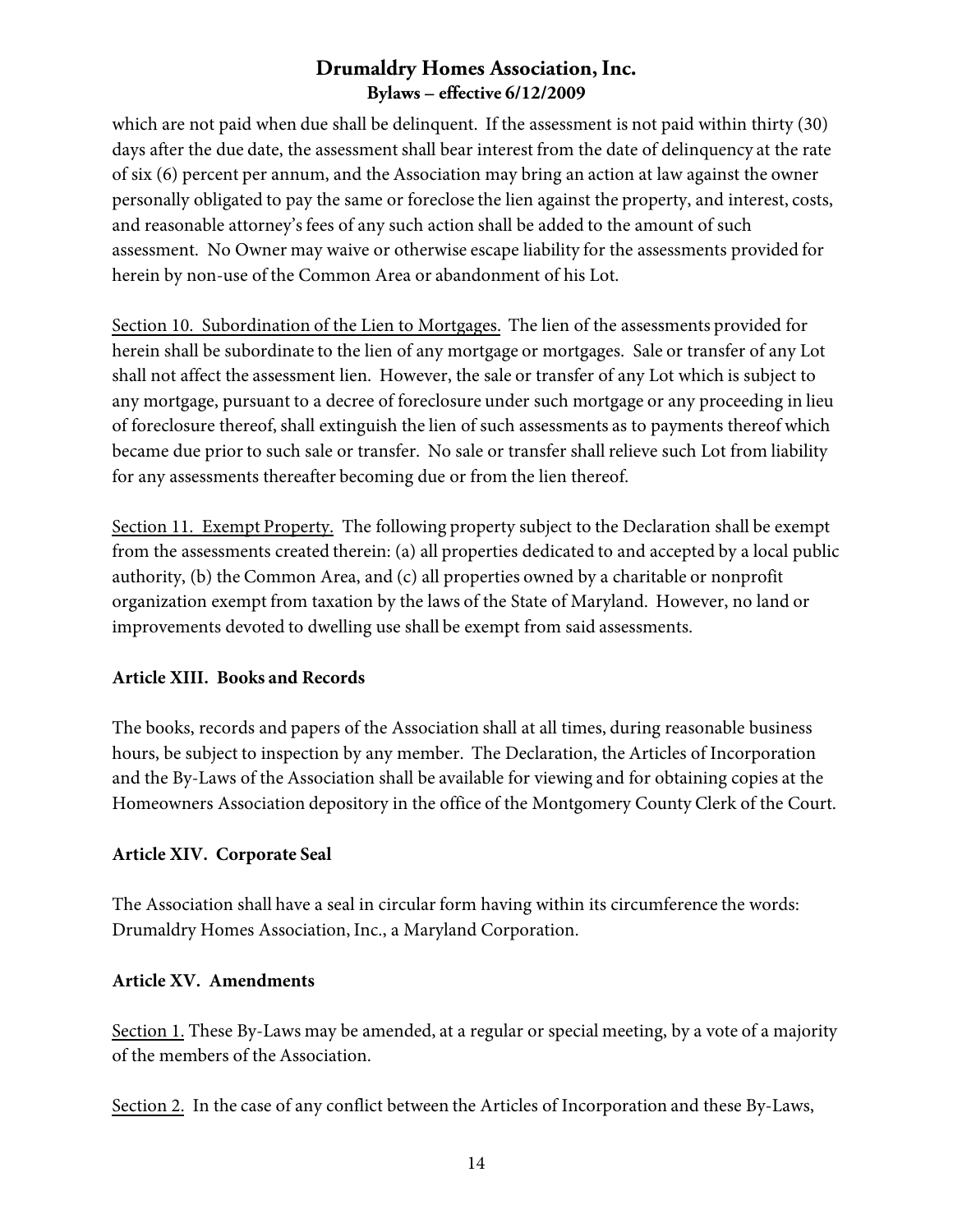which are not paid when due shall be delinquent. If the assessment is not paid within thirty (30) days after the due date, the assessment shall bear interest from the date of delinquency at the rate of six (6) percent per annum, and the Association may bring an action at law against the owner personally obligated to pay the same or foreclose the lien against the property, and interest, costs, and reasonable attorney's fees of any such action shall be added to the amount of such assessment. No Owner may waive or otherwise escape liability for the assessments provided for herein by non-use of the Common Area or abandonment of his Lot.

Section 10. Subordination of the Lien to Mortgages. The lien of the assessments provided for herein shall be subordinate to the lien of any mortgage or mortgages. Sale or transfer of any Lot shall not affect the assessment lien. However, the sale or transfer of any Lot which is subject to any mortgage, pursuant to a decree of foreclosure under such mortgage or any proceeding in lieu of foreclosure thereof, shall extinguish the lien of such assessments as to payments thereof which became due prior to such sale or transfer. No sale or transfer shall relieve such Lot from liability for any assessments thereafter becoming due or from the lien thereof.

Section 11. Exempt Property. The following property subject to the Declaration shall be exempt from the assessments created therein: (a) all properties dedicated to and accepted by a local public authority, (b) the Common Area, and (c) all properties owned by a charitable or nonprofit organization exempt from taxation by the laws of the State of Maryland. However, no land or improvements devoted to dwelling use shall be exempt from said assessments.

## Article XIII. Books and Records

The books, records and papers of the Association shall at all times, during reasonable business hours, be subject to inspection by any member. The Declaration, the Articles of Incorporation and the By-Laws of the Association shall be available for viewing and for obtaining copies at the Homeowners Association depository in the office of the Montgomery County Clerk of the Court.

## Article XIV. Corporate Seal

The Association shall have a seal in circular form having within its circumference the words: Drumaldry Homes Association, Inc., a Maryland Corporation.

## Article XV. Amendments

Section 1. These By-Laws may be amended, at a regular or special meeting, by a vote of a majority of the members of the Association.

Section 2. In the case of any conflict between the Articles of Incorporation and these By-Laws,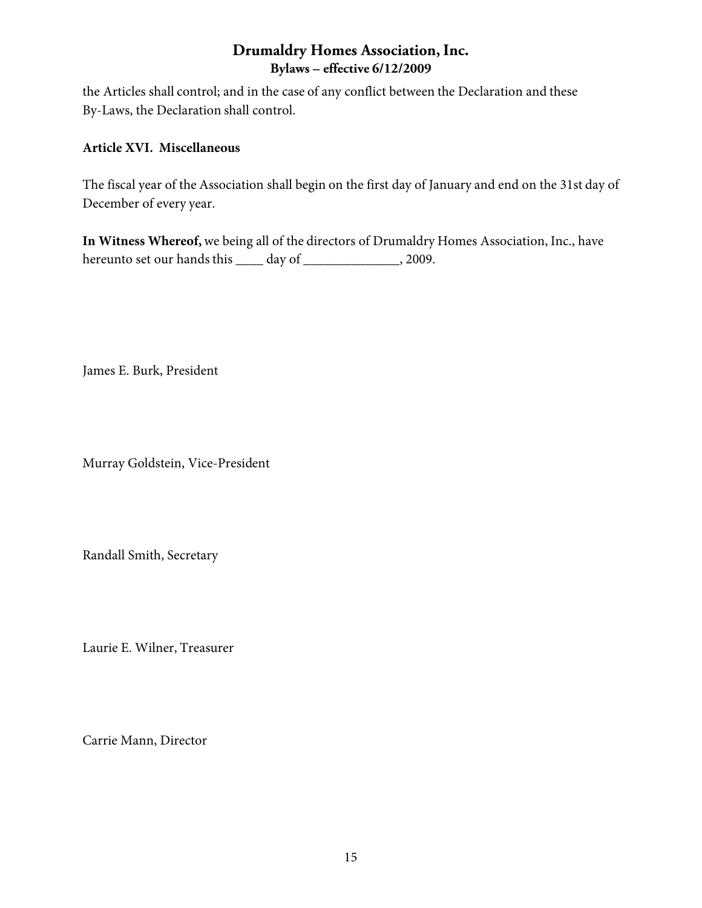the Articles shall control; and in the case of any conflict between the Declaration and these By-Laws, the Declaration shall control.

**Article XVI. Miscellaneous**

The fiscal year of the Association shall begin on the first day of January and end on the 31st day of December of every year.

**In Witness Whereof,** we being all of the directors of Drumaldry Homes Association, Inc., have hereunto set our hands this ____ day of ______________, 2009.

James E. Burk, President

Murray Goldstein, Vice-President

Randall Smith, Secretary

Laurie E. Wilner, Treasurer

Carrie Mann, Director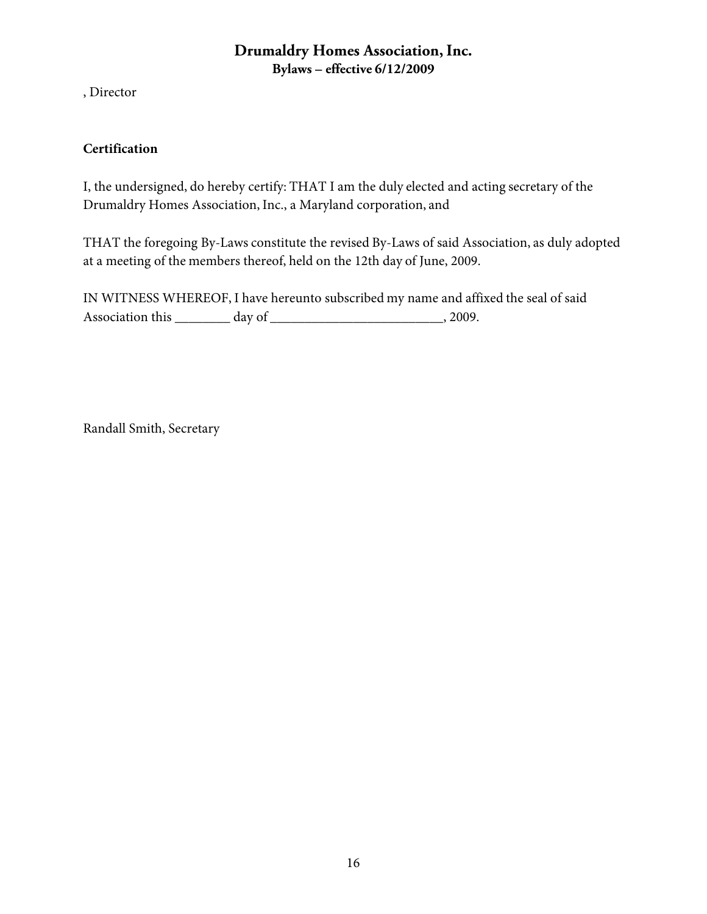, Director

**Certification**

I, the undersigned, do hereby certify: THAT I am the duly elected and acting secretary of the Drumaldry Homes Association, Inc., a Maryland corporation, and

THAT the foregoing By-Laws constitute the revised By-Laws of said Association, as duly adopted at a meeting of the members thereof, held on the 12th day of June, 2009.

IN WITNESS WHEREOF, I have hereunto subscribed my name and affixed the seal of said Association this ________ day of _________________________, 2009.

Randall Smith, Secretary